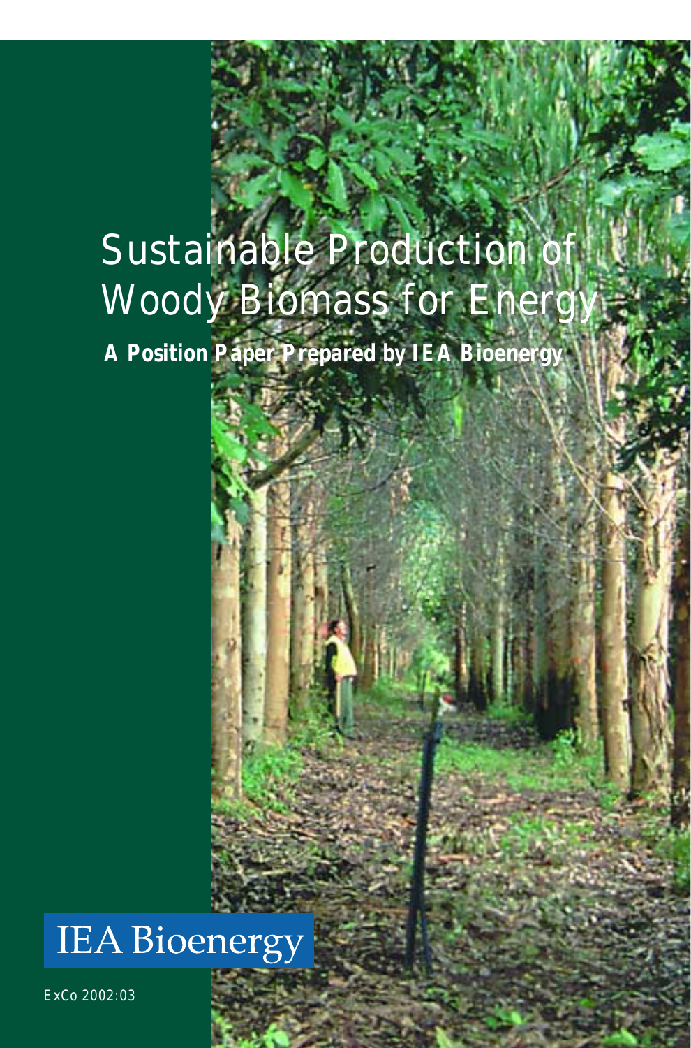# Sustainable Production of Woody Biomass for Energy

**A Position Paper Prepared by IEA Bioenergy**

IEA Bioenergy

ExCo 2002:03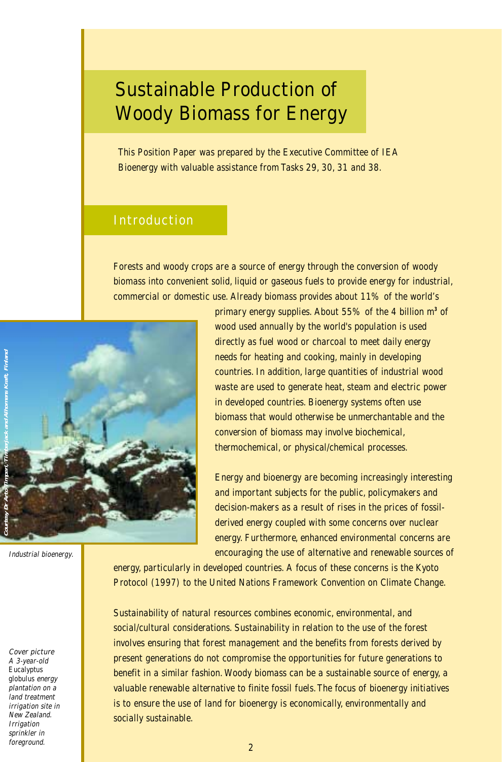# Sustainable Production of Woody Biomass for Energy

This Position Paper was prepared by the Executive Committee of IEA Bioenergy with valuable assistance from Tasks 29, 30, 31 and 38.

## Introduction

Forests and woody crops are a source of energy through the conversion of woody biomass into convenient solid, liquid or gaseous fuels to provide energy for industrial, commercial or domestic use. Already biomass provides about 11% of the world's primary energy supplies. About 55% of the 4 billion m³ of wood used annually by the world's population is used directly as fuel wood or charcoal to meet daily energy needs for heating and cooking, mainly in developing countries. In addition, large quantities of industrial wood waste are used to generate heat, steam and electric power in developed countries. Bioenergy systems often use biomass that would otherwise be unmerchantable and the conversion of biomass may involve biochemical, thermochemical, or physical/chemical processes.

Courtesy Dr Antti Timperi, Timberjack and Alhomens Kraft, Finland

*Industrial bioenergy.*

Energy and bioenergy are becoming increasingly interesting and important subjects for the public, policymakers and decision-makers as a result of rises in the prices of fossil-derived energy coupled with some concerns over nuclear energy. Furthermore, enhanced environmental concerns are encouraging the use of alternative and renewable sources of energy, particularly in developed countries. A focus of these concerns is the Kyoto Protocol (1997) to the United Nations Framework Convention on Climate Change.

Sustainability of natural resources combines economic, environmental, and social/cultural considerations. Sustainability in relation to the use of the forest involves ensuring that forest management and the benefits from forests derived by present generations do not compromise the opportunities for future generations to benefit in a similar fashion. Woody biomass can be a sustainable source of energy, a valuable renewable alternative to finite fossil fuels. The focus of bioenergy initiatives is to ensure the use of land for bioenergy is economically, environmentally and socially sustainable.

*Cover picture*
*A 3-year-old* Eucalyptus globulus *energy plantation on a land treatment irrigation site in New Zealand. Irrigation sprinkler in foreground.*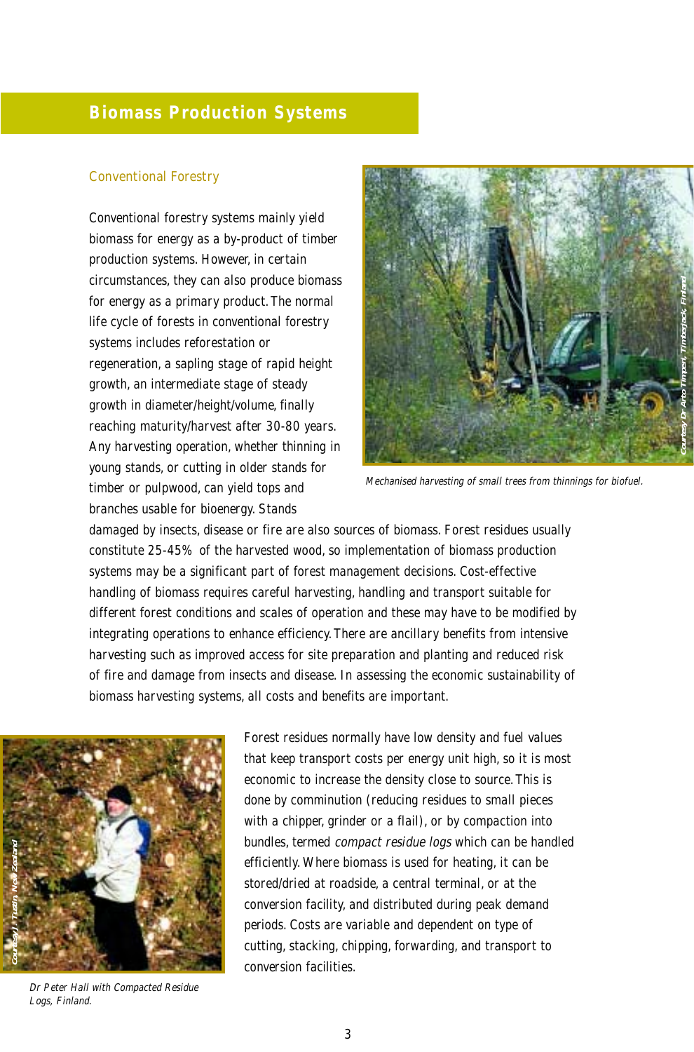## Biomass Production Systems

### Conventional Forestry

Conventional forestry systems mainly yield biomass for energy as a by-product of timber production systems. However, in certain circumstances, they can also produce biomass for energy as a primary product. The normal life cycle of forests in conventional forestry systems includes reforestation or regeneration, a sapling stage of rapid height growth, an intermediate stage of steady growth in diameter/height/volume, finally reaching maturity/harvest after 30-80 years. Any harvesting operation, whether thinning in young stands, or cutting in older stands for timber or pulpwood, can yield tops and branches usable for bioenergy. Stands damaged by insects, disease or fire are also sources of biomass. Forest residues usually constitute 25-45% of the harvested wood, so implementation of biomass production systems may be a significant part of forest management decisions. Cost-effective handling of biomass requires careful harvesting, handling and transport suitable for different forest conditions and scales of operation and these may have to be modified by integrating operations to enhance efficiency. There are ancillary benefits from intensive harvesting such as improved access for site preparation and planting and reduced risk of fire and damage from insects and disease. In assessing the economic sustainability of biomass harvesting systems, all costs and benefits are important.

*Mechanised harvesting of small trees from thinnings for biofuel.*

Courtesy Dr Arto Timperi, Timberjack, Finland

Forest residues normally have low density and fuel values that keep transport costs per energy unit high, so it is most economic to increase the density close to source. This is done by comminution (reducing residues to small pieces with a chipper, grinder or a flail), or by compaction into bundles, termed *compact residue logs* which can be handled efficiently. Where biomass is used for heating, it can be stored/dried at roadside, a central terminal, or at the conversion facility, and distributed during peak demand periods. Costs are variable and dependent on type of cutting, stacking, chipping, forwarding, and transport to conversion facilities.

*Dr Peter Hall with Compacted Residue Logs, Finland.*

Courtesy J Tustin, New Zealand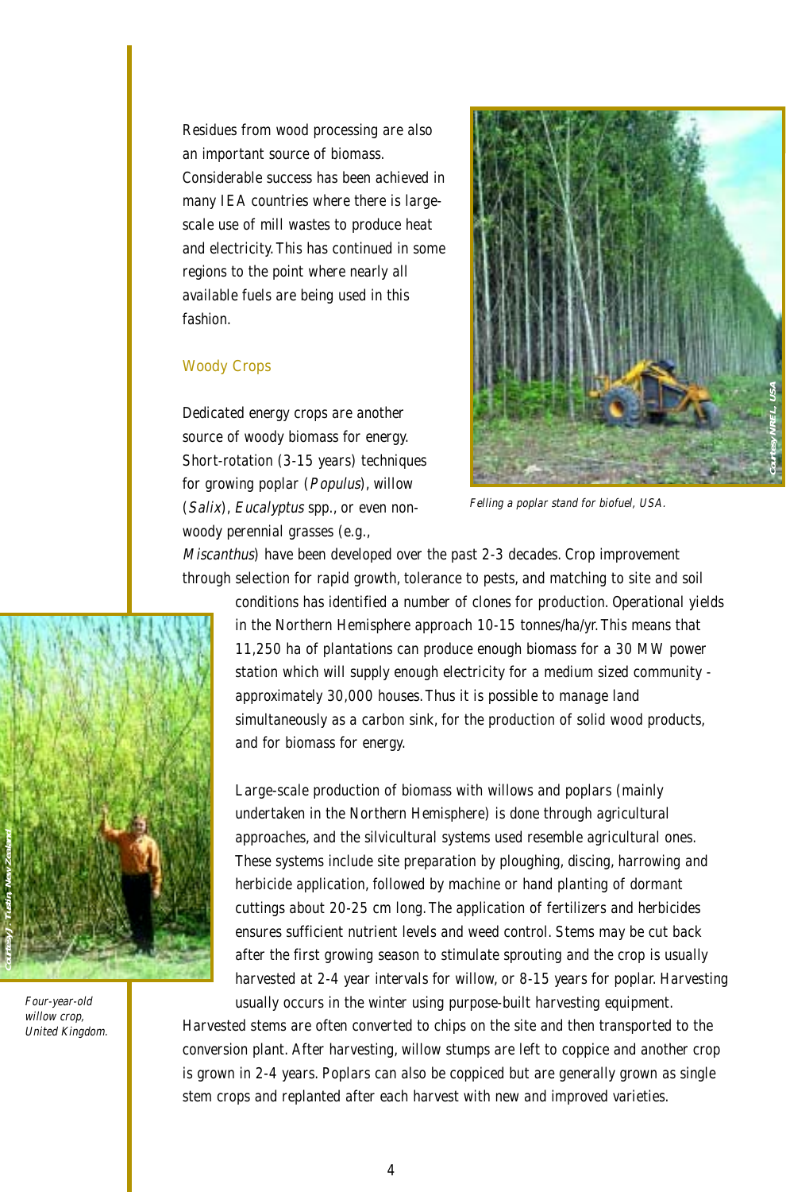Residues from wood processing are also an important source of biomass. Considerable success has been achieved in many IEA countries where there is large-scale use of mill wastes to produce heat and electricity. This has continued in some regions to the point where nearly all available fuels are being used in this fashion.

## Woody Crops

Dedicated energy crops are another source of woody biomass for energy. Short-rotation (3-15 years) techniques for growing poplar (*Populus*), willow (*Salix*), *Eucalyptus* spp., or even non-woody perennial grasses (e.g., *Miscanthus*) have been developed over the past 2-3 decades. Crop improvement through selection for rapid growth, tolerance to pests, and matching to site and soil conditions has identified a number of clones for production. Operational yields in the Northern Hemisphere approach 10-15 tonnes/ha/yr. This means that 11,250 ha of plantations can produce enough biomass for a 30 MW power station which will supply enough electricity for a medium sized community - approximately 30,000 houses. Thus it is possible to manage land simultaneously as a carbon sink, for the production of solid wood products, and for biomass for energy.

*Felling a poplar stand for biofuel, USA.*

*Courtesy NREL, USA*

*Four-year-old willow crop, United Kingdom.*

*Courtesy J. Tustin, New Zealand*

Large-scale production of biomass with willows and poplars (mainly undertaken in the Northern Hemisphere) is done through agricultural approaches, and the silvicultural systems used resemble agricultural ones. These systems include site preparation by ploughing, discing, harrowing and herbicide application, followed by machine or hand planting of dormant cuttings about 20-25 cm long. The application of fertilizers and herbicides ensures sufficient nutrient levels and weed control. Stems may be cut back after the first growing season to stimulate sprouting and the crop is usually harvested at 2-4 year intervals for willow, or 8-15 years for poplar. Harvesting usually occurs in the winter using purpose-built harvesting equipment. Harvested stems are often converted to chips on the site and then transported to the conversion plant. After harvesting, willow stumps are left to coppice and another crop is grown in 2-4 years. Poplars can also be coppiced but are generally grown as single stem crops and replanted after each harvest with new and improved varieties.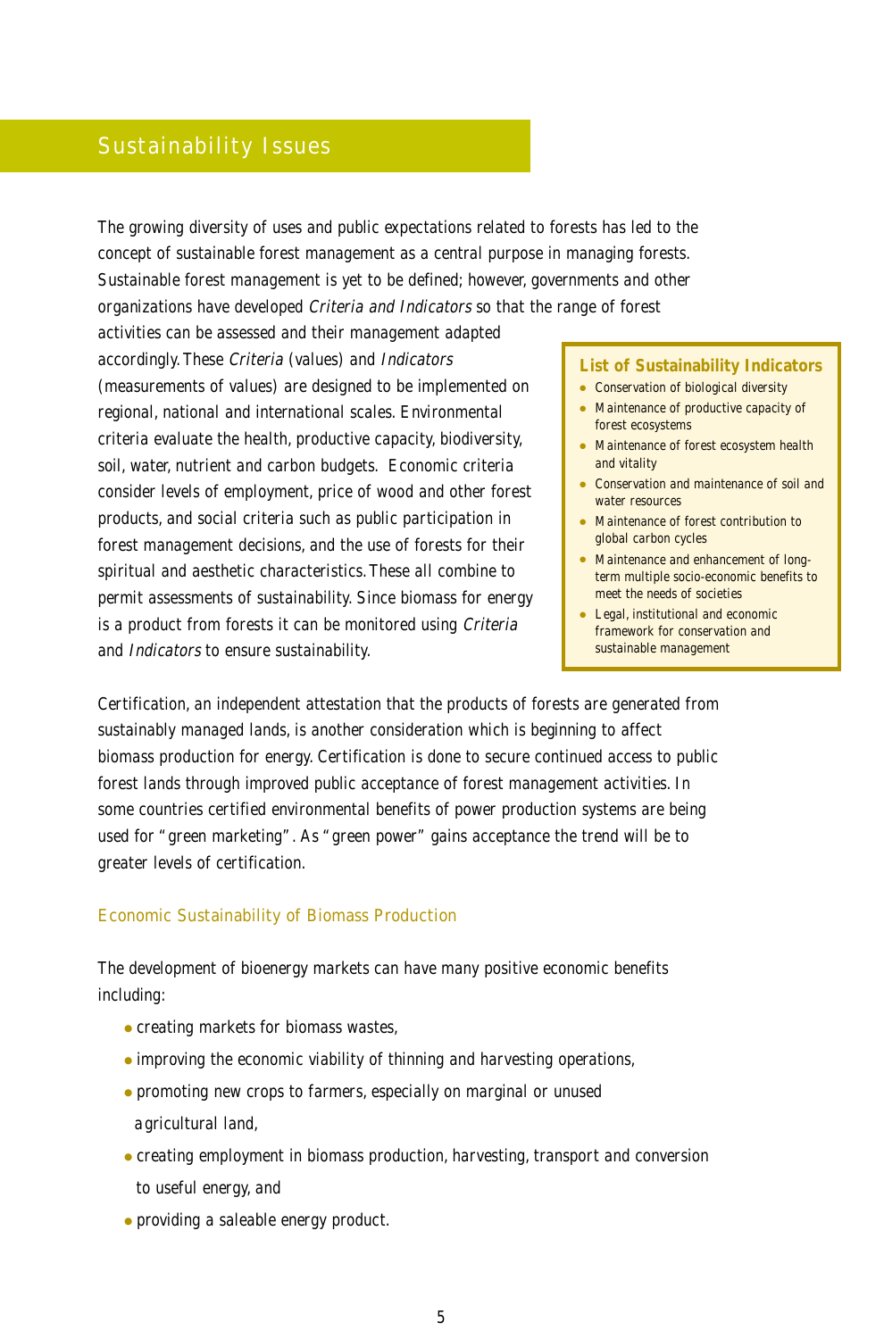## Sustainability Issues

The growing diversity of uses and public expectations related to forests has led to the concept of sustainable forest management as a central purpose in managing forests. Sustainable forest management is yet to be defined; however, governments and other organizations have developed *Criteria and Indicators* so that the range of forest activities can be assessed and their management adapted accordingly. These *Criteria* (values) and *Indicators* (measurements of values) are designed to be implemented on regional, national and international scales. Environmental criteria evaluate the health, productive capacity, biodiversity, soil, water, nutrient and carbon budgets. Economic criteria consider levels of employment, price of wood and other forest products, and social criteria such as public participation in forest management decisions, and the use of forests for their spiritual and aesthetic characteristics. These all combine to permit assessments of sustainability. Since biomass for energy is a product from forests it can be monitored using *Criteria* and *Indicators* to ensure sustainability.

**List of Sustainability Indicators**

- Conservation of biological diversity
- Maintenance of productive capacity of forest ecosystems
- Maintenance of forest ecosystem health and vitality
- Conservation and maintenance of soil and water resources
- Maintenance of forest contribution to global carbon cycles
- Maintenance and enhancement of long-term multiple socio-economic benefits to meet the needs of societies
- Legal, institutional and economic framework for conservation and sustainable management

Certification, an independent attestation that the products of forests are generated from sustainably managed lands, is another consideration which is beginning to affect biomass production for energy. Certification is done to secure continued access to public forest lands through improved public acceptance of forest management activities. In some countries certified environmental benefits of power production systems are being used for "green marketing". As "green power" gains acceptance the trend will be to greater levels of certification.

### Economic Sustainability of Biomass Production

The development of bioenergy markets can have many positive economic benefits including:

- creating markets for biomass wastes,
- improving the economic viability of thinning and harvesting operations,
- promoting new crops to farmers, especially on marginal or unused agricultural land,
- creating employment in biomass production, harvesting, transport and conversion to useful energy, and
- providing a saleable energy product.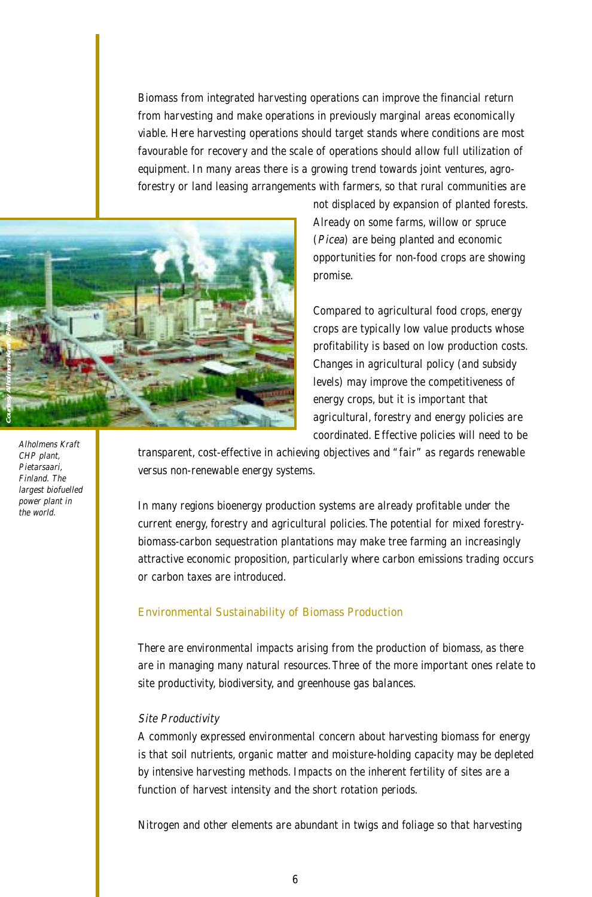Biomass from integrated harvesting operations can improve the financial return from harvesting and make operations in previously marginal areas economically viable. Here harvesting operations should target stands where conditions are most favourable for recovery and the scale of operations should allow full utilization of equipment. In many areas there is a growing trend towards joint ventures, agro-forestry or land leasing arrangements with farmers, so that rural communities are not displaced by expansion of planted forests. Already on some farms, willow or spruce (*Picea*) are being planted and economic opportunities for non-food crops are showing promise.

*Alholmens Kraft CHP plant, Pietarsaari, Finland. The largest biofuelled power plant in the world.*

Compared to agricultural food crops, energy crops are typically low value products whose profitability is based on low production costs. Changes in agricultural policy (and subsidy levels) may improve the competitiveness of energy crops, but it is important that agricultural, forestry and energy policies are coordinated. Effective policies will need to be transparent, cost-effective in achieving objectives and "fair" as regards renewable versus non-renewable energy systems.

In many regions bioenergy production systems are already profitable under the current energy, forestry and agricultural policies. The potential for mixed forestry-biomass-carbon sequestration plantations may make tree farming an increasingly attractive economic proposition, particularly where carbon emissions trading occurs or carbon taxes are introduced.

## Environmental Sustainability of Biomass Production

There are environmental impacts arising from the production of biomass, as there are in managing many natural resources. Three of the more important ones relate to site productivity, biodiversity, and greenhouse gas balances.

### *Site Productivity*

A commonly expressed environmental concern about harvesting biomass for energy is that soil nutrients, organic matter and moisture-holding capacity may be depleted by intensive harvesting methods. Impacts on the inherent fertility of sites are a function of harvest intensity and the short rotation periods.

Nitrogen and other elements are abundant in twigs and foliage so that harvesting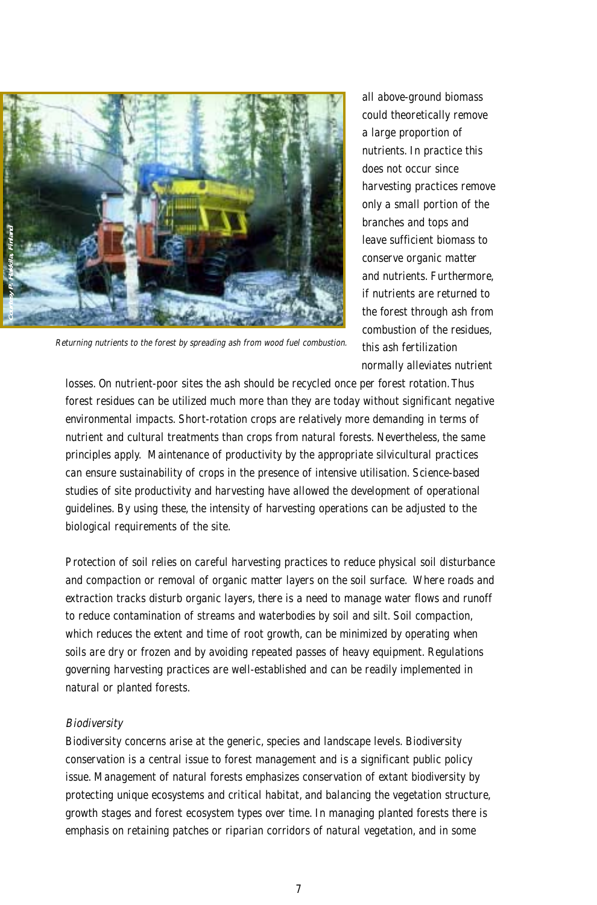Returning nutrients to the forest by spreading ash from wood fuel combustion.

all above-ground biomass could theoretically remove a large proportion of nutrients. In practice this does not occur since harvesting practices remove only a small portion of the branches and tops and leave sufficient biomass to conserve organic matter and nutrients. Furthermore, if nutrients are returned to the forest through ash from combustion of the residues, this ash fertilization normally alleviates nutrient losses. On nutrient-poor sites the ash should be recycled once per forest rotation. Thus forest residues can be utilized much more than they are today without significant negative environmental impacts. Short-rotation crops are relatively more demanding in terms of nutrient and cultural treatments than crops from natural forests. Nevertheless, the same principles apply. Maintenance of productivity by the appropriate silvicultural practices can ensure sustainability of crops in the presence of intensive utilisation. Science-based studies of site productivity and harvesting have allowed the development of operational guidelines. By using these, the intensity of harvesting operations can be adjusted to the biological requirements of the site.

Protection of soil relies on careful harvesting practices to reduce physical soil disturbance and compaction or removal of organic matter layers on the soil surface. Where roads and extraction tracks disturb organic layers, there is a need to manage water flows and runoff to reduce contamination of streams and waterbodies by soil and silt. Soil compaction, which reduces the extent and time of root growth, can be minimized by operating when soils are dry or frozen and by avoiding repeated passes of heavy equipment. Regulations governing harvesting practices are well-established and can be readily implemented in natural or planted forests.

*Biodiversity*

Biodiversity concerns arise at the generic, species and landscape levels. Biodiversity conservation is a central issue to forest management and is a significant public policy issue. Management of natural forests emphasizes conservation of extant biodiversity by protecting unique ecosystems and critical habitat, and balancing the vegetation structure, growth stages and forest ecosystem types over time. In managing planted forests there is emphasis on retaining patches or riparian corridors of natural vegetation, and in some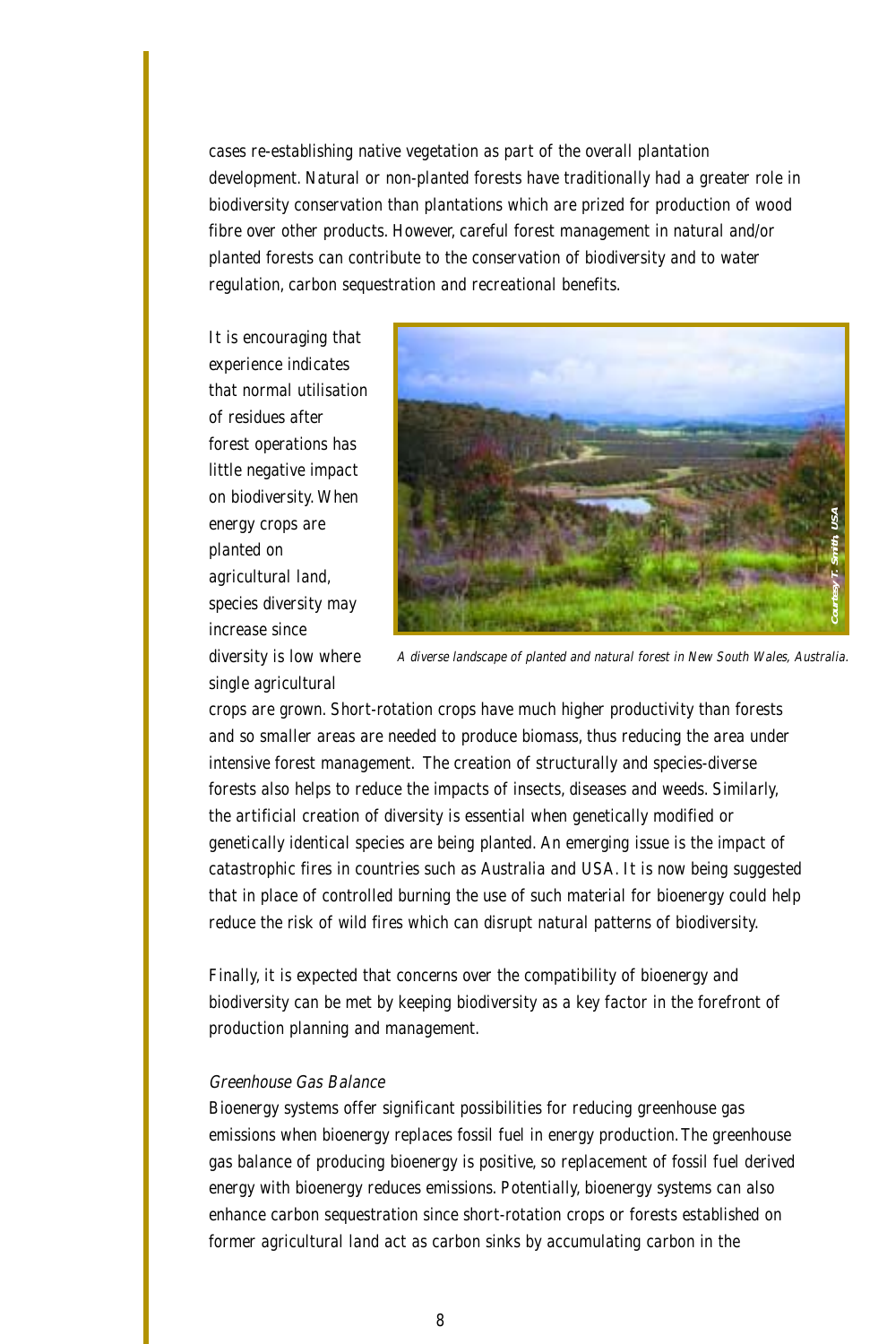cases re-establishing native vegetation as part of the overall plantation development. Natural or non-planted forests have traditionally had a greater role in biodiversity conservation than plantations which are prized for production of wood fibre over other products. However, careful forest management in natural and/or planted forests can contribute to the conservation of biodiversity and to water regulation, carbon sequestration and recreational benefits.

It is encouraging that experience indicates that normal utilisation of residues after forest operations has little negative impact on biodiversity. When energy crops are planted on agricultural land, species diversity may increase since diversity is low where single agricultural crops are grown. Short-rotation crops have much higher productivity than forests and so smaller areas are needed to produce biomass, thus reducing the area under intensive forest management. The creation of structurally and species-diverse forests also helps to reduce the impacts of insects, diseases and weeds. Similarly, the artificial creation of diversity is essential when genetically modified or genetically identical species are being planted. An emerging issue is the impact of catastrophic fires in countries such as Australia and USA. It is now being suggested that in place of controlled burning the use of such material for bioenergy could help reduce the risk of wild fires which can disrupt natural patterns of biodiversity.

*A diverse landscape of planted and natural forest in New South Wales, Australia.*

Courtesy T. Smith, USA

Finally, it is expected that concerns over the compatibility of bioenergy and biodiversity can be met by keeping biodiversity as a key factor in the forefront of production planning and management.

*Greenhouse Gas Balance*

Bioenergy systems offer significant possibilities for reducing greenhouse gas emissions when bioenergy replaces fossil fuel in energy production. The greenhouse gas balance of producing bioenergy is positive, so replacement of fossil fuel derived energy with bioenergy reduces emissions. Potentially, bioenergy systems can also enhance carbon sequestration since short-rotation crops or forests established on former agricultural land act as carbon sinks by accumulating carbon in the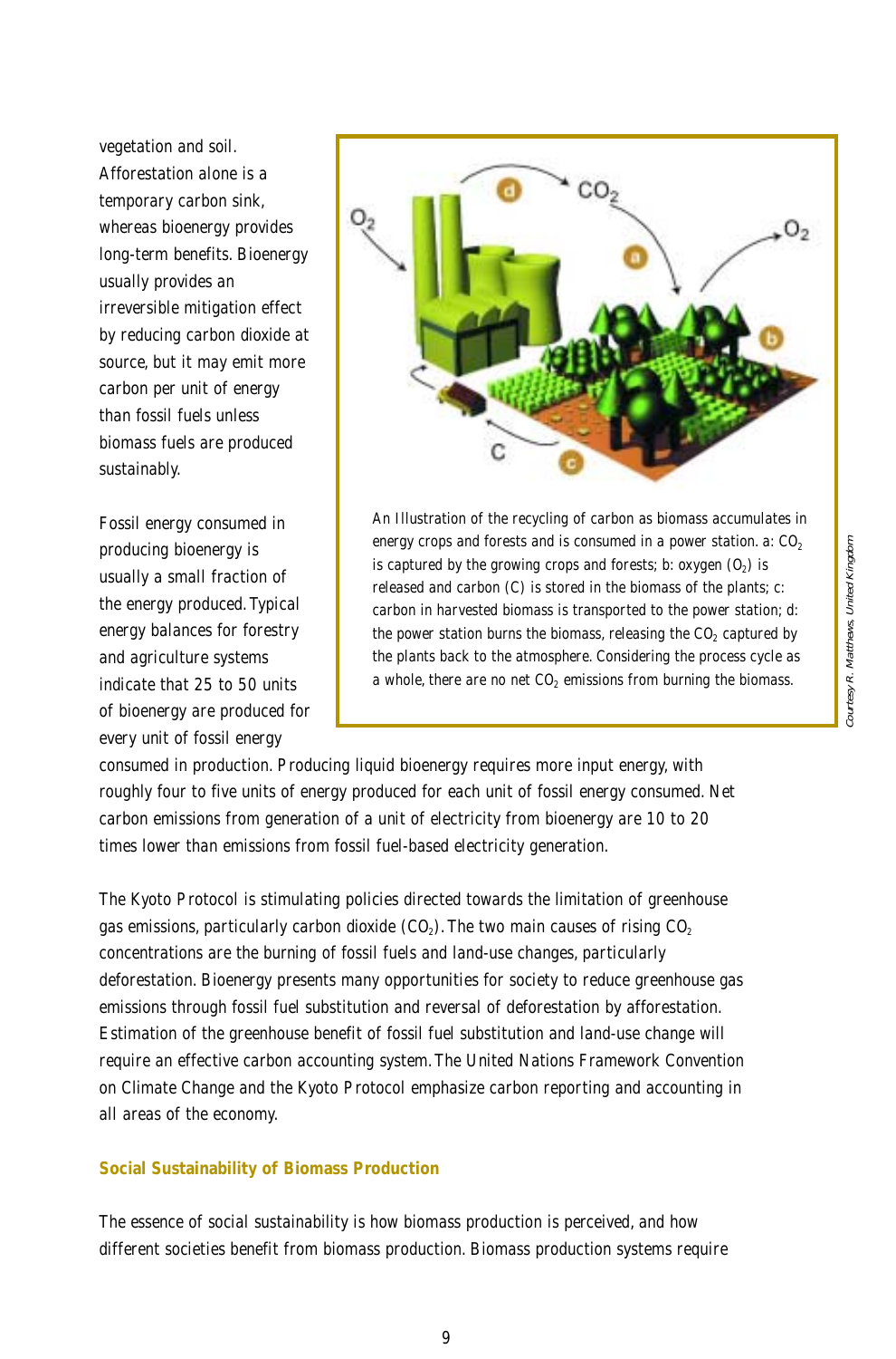vegetation and soil. Afforestation alone is a temporary carbon sink, whereas bioenergy provides long-term benefits. Bioenergy usually provides an irreversible mitigation effect by reducing carbon dioxide at source, but it may emit more carbon per unit of energy than fossil fuels unless biomass fuels are produced sustainably.

An Illustration of the recycling of carbon as biomass accumulates in energy crops and forests and is consumed in a power station. a: $CO_2$ is captured by the growing crops and forests; b: oxygen ($O_2$) is released and carbon (C) is stored in the biomass of the plants; c: carbon in harvested biomass is transported to the power station; d: the power station burns the biomass, releasing the $CO_2$ captured by the plants back to the atmosphere. Considering the process cycle as a whole, there are no net $CO_2$ emissions from burning the biomass.

*Courtesy R. Matthews, United Kingdom*

Fossil energy consumed in producing bioenergy is usually a small fraction of the energy produced. Typical energy balances for forestry and agriculture systems indicate that 25 to 50 units of bioenergy are produced for every unit of fossil energy consumed in production. Producing liquid bioenergy requires more input energy, with roughly four to five units of energy produced for each unit of fossil energy consumed. Net carbon emissions from generation of a unit of electricity from bioenergy are 10 to 20 times lower than emissions from fossil fuel-based electricity generation.

The Kyoto Protocol is stimulating policies directed towards the limitation of greenhouse gas emissions, particularly carbon dioxide ($CO_2$). The two main causes of rising $CO_2$ concentrations are the burning of fossil fuels and land-use changes, particularly deforestation. Bioenergy presents many opportunities for society to reduce greenhouse gas emissions through fossil fuel substitution and reversal of deforestation by afforestation. Estimation of the greenhouse benefit of fossil fuel substitution and land-use change will require an effective carbon accounting system. The United Nations Framework Convention on Climate Change and the Kyoto Protocol emphasize carbon reporting and accounting in all areas of the economy.

**Social Sustainability of Biomass Production**

The essence of social sustainability is how biomass production is perceived, and how different societies benefit from biomass production. Biomass production systems require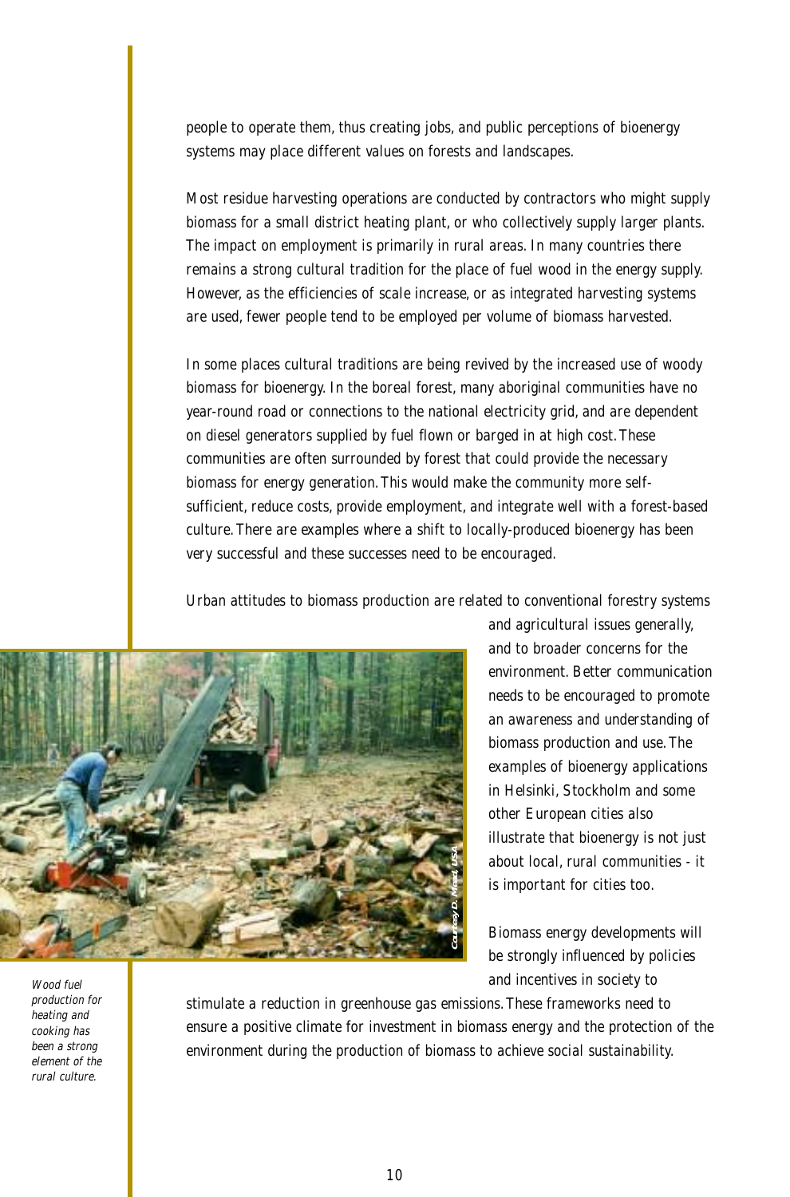people to operate them, thus creating jobs, and public perceptions of bioenergy systems may place different values on forests and landscapes.

Most residue harvesting operations are conducted by contractors who might supply biomass for a small district heating plant, or who collectively supply larger plants. The impact on employment is primarily in rural areas. In many countries there remains a strong cultural tradition for the place of fuel wood in the energy supply. However, as the efficiencies of scale increase, or as integrated harvesting systems are used, fewer people tend to be employed per volume of biomass harvested.

In some places cultural traditions are being revived by the increased use of woody biomass for bioenergy. In the boreal forest, many aboriginal communities have no year-round road or connections to the national electricity grid, and are dependent on diesel generators supplied by fuel flown or barged in at high cost. These communities are often surrounded by forest that could provide the necessary biomass for energy generation. This would make the community more self-sufficient, reduce costs, provide employment, and integrate well with a forest-based culture. There are examples where a shift to locally-produced bioenergy has been very successful and these successes need to be encouraged.

Urban attitudes to biomass production are related to conventional forestry systems and agricultural issues generally, and to broader concerns for the environment. Better communication needs to be encouraged to promote an awareness and understanding of biomass production and use. The examples of bioenergy applications in Helsinki, Stockholm and some other European cities also illustrate that bioenergy is not just about local, rural communities - it is important for cities too.

Courtesy D. Mead, USA

*Wood fuel production for heating and cooking has been a strong element of the rural culture.*

Biomass energy developments will be strongly influenced by policies and incentives in society to stimulate a reduction in greenhouse gas emissions. These frameworks need to ensure a positive climate for investment in biomass energy and the protection of the environment during the production of biomass to achieve social sustainability.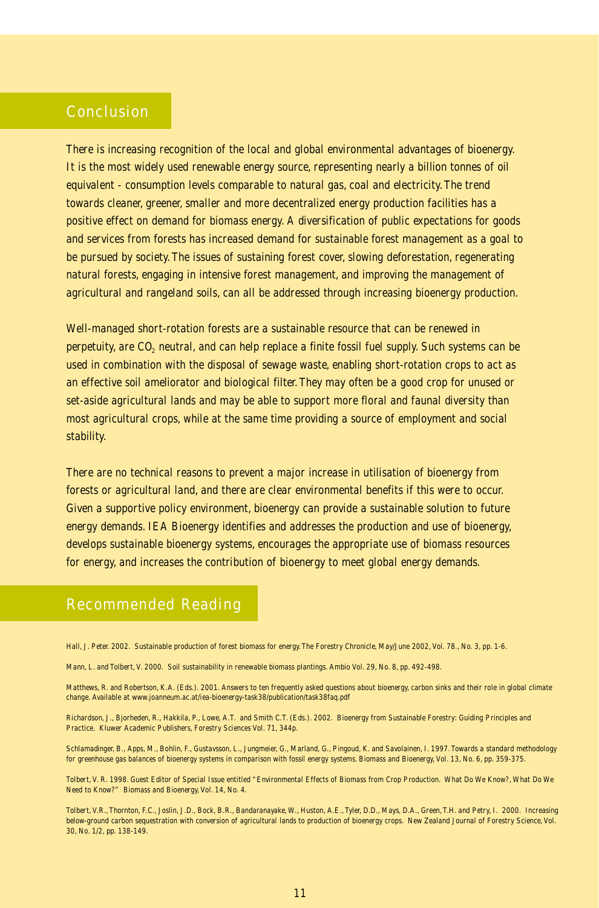## Conclusion

There is increasing recognition of the local and global environmental advantages of bioenergy. It is the most widely used renewable energy source, representing nearly a billion tonnes of oil equivalent - consumption levels comparable to natural gas, coal and electricity. The trend towards cleaner, greener, smaller and more decentralized energy production facilities has a positive effect on demand for biomass energy. A diversification of public expectations for goods and services from forests has increased demand for sustainable forest management as a goal to be pursued by society. The issues of sustaining forest cover, slowing deforestation, regenerating natural forests, engaging in intensive forest management, and improving the management of agricultural and rangeland soils, can all be addressed through increasing bioenergy production.

Well-managed short-rotation forests are a sustainable resource that can be renewed in perpetuity, are $CO_2$ neutral, and can help replace a finite fossil fuel supply. Such systems can be used in combination with the disposal of sewage waste, enabling short-rotation crops to act as an effective soil ameliorator and biological filter. They may often be a good crop for unused or set-aside agricultural lands and may be able to support more floral and faunal diversity than most agricultural crops, while at the same time providing a source of employment and social stability.

There are no technical reasons to prevent a major increase in utilisation of bioenergy from forests or agricultural land, and there are clear environmental benefits if this were to occur. Given a supportive policy environment, bioenergy can provide a sustainable solution to future energy demands. IEA Bioenergy identifies and addresses the production and use of bioenergy, develops sustainable bioenergy systems, encourages the appropriate use of biomass resources for energy, and increases the contribution of bioenergy to meet global energy demands.

## Recommended Reading

Hall, J. Peter. 2002. Sustainable production of forest biomass for energy. The Forestry Chronicle, May/June 2002, Vol. 78., No. 3, pp. 1-6.

Mann, L. and Tolbert, V. 2000. Soil sustainability in renewable biomass plantings. Ambio Vol. 29, No. 8, pp. 492-498.

Matthews, R. and Robertson, K.A. (Eds.). 2001. Answers to ten frequently asked questions about bioenergy, carbon sinks and their role in global climate change. Available at www.joanneum.ac.at/iea-bioenergy-task38/publication/task38faq.pdf

Richardson, J., Bjorheden, R., Hakkila, P., Lowe, A.T. and Smith C.T. (Eds.). 2002. Bioenergy from Sustainable Forestry: Guiding Principles and Practice. Kluwer Academic Publishers, Forestry Sciences Vol. 71, 344p.

Schlamadinger, B., Apps, M., Bohlin, F., Gustavsson, L., Jungmeier, G., Marland, G., Pingoud, K. and Savolainen, I. 1997. Towards a standard methodology for greenhouse gas balances of bioenergy systems in comparison with fossil energy systems. Biomass and Bioenergy, Vol. 13, No. 6, pp. 359-375.

Tolbert, V. R. 1998. Guest Editor of Special Issue entitled "Environmental Effects of Biomass from Crop Production. What Do We Know?, What Do We Need to Know?" Biomass and Bioenergy, Vol. 14, No. 4.

Tolbert, V.R., Thornton, F.C., Joslin, J.D., Bock, B.R., Bandaranayake, W., Huston, A.E., Tyler, D.D., Mays, D.A., Green, T.H. and Petry, I. 2000. Increasing below-ground carbon sequestration with conversion of agricultural lands to production of bioenergy crops. New Zealand Journal of Forestry Science, Vol. 30, No. 1/2, pp. 138-149.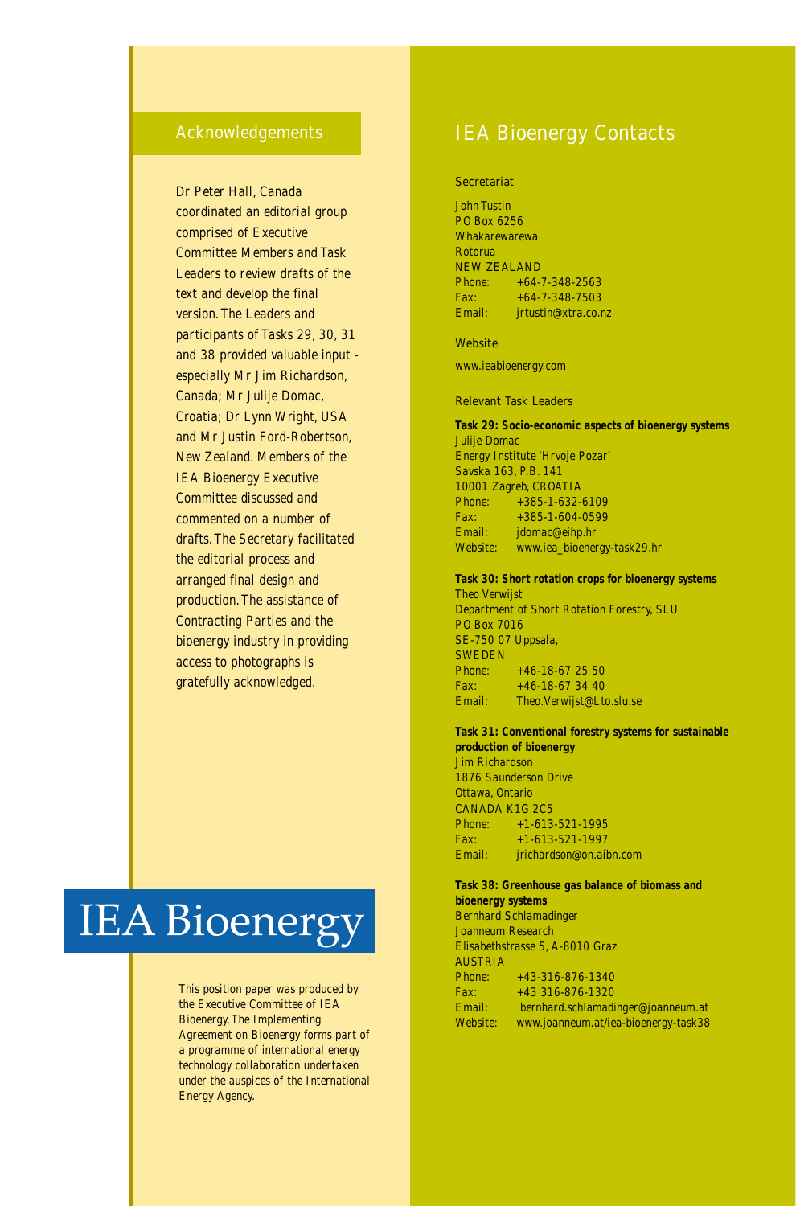## Acknowledgements

Dr Peter Hall, Canada coordinated an editorial group comprised of Executive Committee Members and Task Leaders to review drafts of the text and develop the final version. The Leaders and participants of Tasks 29, 30, 31 and 38 provided valuable input - especially Mr Jim Richardson, Canada; Mr Julije Domac, Croatia; Dr Lynn Wright, USA and Mr Justin Ford-Robertson, New Zealand. Members of the IEA Bioenergy Executive Committee discussed and commented on a number of drafts. The Secretary facilitated the editorial process and arranged final design and production. The assistance of Contracting Parties and the bioenergy industry in providing access to photographs is gratefully acknowledged.

# IEA Bioenergy

This position paper was produced by the Executive Committee of IEA Bioenergy. The Implementing Agreement on Bioenergy forms part of a programme of international energy technology collaboration undertaken under the auspices of the International Energy Agency.

## IEA Bioenergy Contacts

### Secretariat

John Tustin
PO Box 6256
Whakarewarewa
Rotorua
NEW ZEALAND
Phone: +64-7-348-2563
Fax: +64-7-348-7503
Email: jrtustin@xtra.co.nz

### Website

www.ieabioenergy.com

### Relevant Task Leaders

**Task 29: Socio-economic aspects of bioenergy systems**
Julije Domac
Energy Institute 'Hrvoje Pozar'
Savska 163, P.B. 141
10001 Zagreb, CROATIA
Phone: +385-1-632-6109
Fax: +385-1-604-0599
Email: jdomac@eihp.hr
Website: www.iea_bioenergy-task29.hr

**Task 30: Short rotation crops for bioenergy systems**
Theo Verwijst
Department of Short Rotation Forestry, SLU
PO Box 7016
SE-750 07 Uppsala,
SWEDEN
Phone: +46-18-67 25 50
Fax: +46-18-67 34 40
Email: Theo.Verwijst@Lto.slu.se

**Task 31: Conventional forestry systems for sustainable production of bioenergy**
Jim Richardson
1876 Saunderson Drive
Ottawa, Ontario
CANADA K1G 2C5
Phone: +1-613-521-1995
Fax: +1-613-521-1997
Email: jrichardson@on.aibn.com

**Task 38: Greenhouse gas balance of biomass and bioenergy systems**
Bernhard Schlamadinger
Joanneum Research
Elisabethstrasse 5, A-8010 Graz
AUSTRIA
Phone: +43-316-876-1340
Fax: +43 316-876-1320
Email: bernhard.schlamadinger@joanneum.at
Website: www.joanneum.at/iea-bioenergy-task38